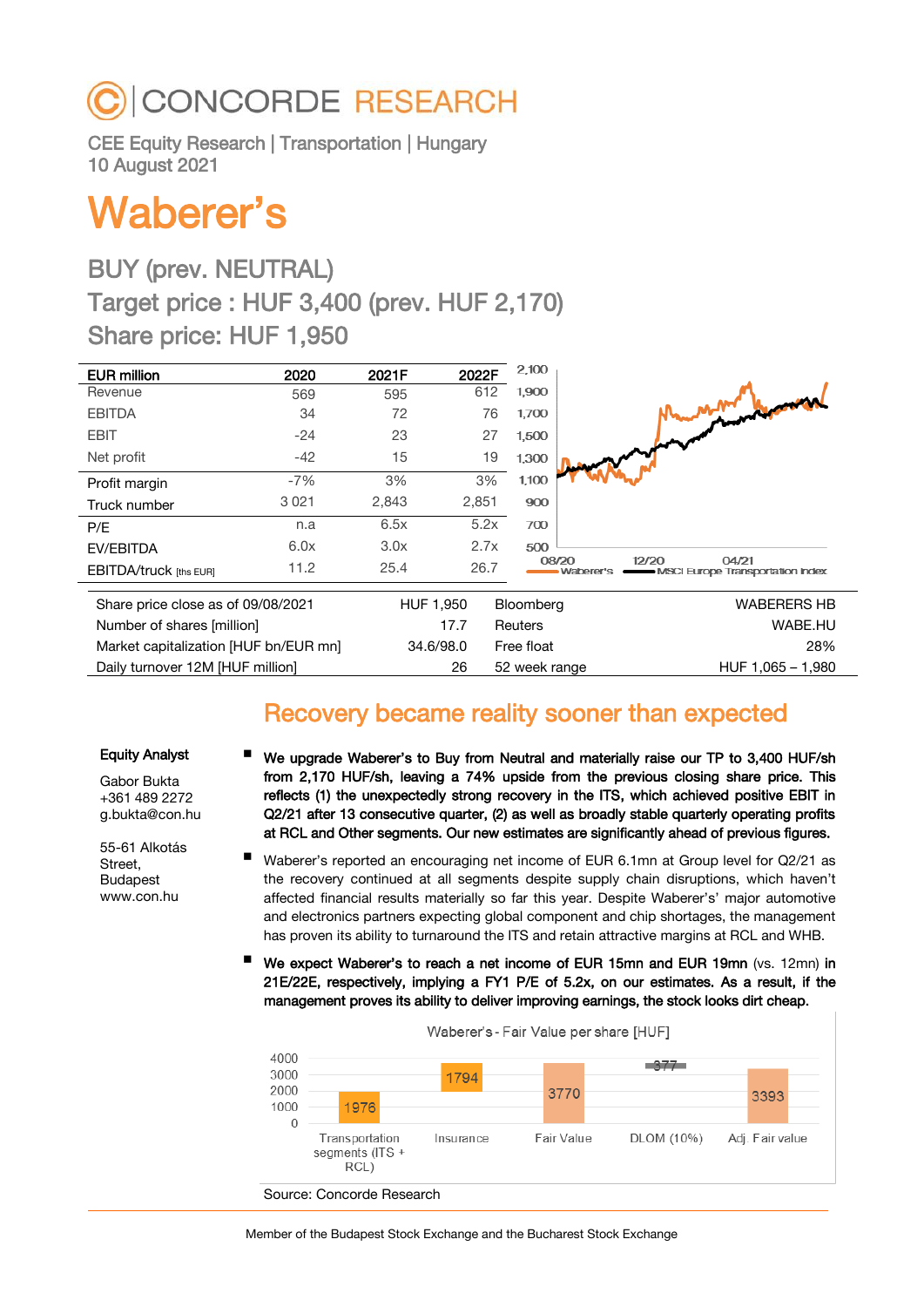# CONCORDE RESEARCH

CEE Equity Research | Transportation | Hungary
10 August 2021

# Waberer's

## BUY (prev. NEUTRAL)
## Target price : HUF 3,400 (prev. HUF 2,170)
## Share price: HUF 1,950

| EUR million | 2020 | 2021F | 2022F |
|---|---|---|---|
| Revenue | 569 | 595 | 612 |
| EBITDA | 34 | 72 | 76 |
| EBIT | -24 | 23 | 27 |
| Net profit | -42 | 15 | 19 |
| Profit margin | -7% | 3% | 3% |
| Truck number | 3 021 | 2,843 | 2,851 |
| P/E | n.a | 6.5x | 5.2x |
| EV/EBITDA | 6.0x | 3.0x | 2.7x |
| EBITDA/truck [ths EUR] | 11.2 | 25.4 | 26.7 |

| | | | |
|---|---|---|---|
| Share price close as of 09/08/2021 | HUF 1,950 | Bloomberg | WABERERS HB |
| Number of shares [million] | 17.7 | Reuters | WABE.HU |
| Market capitalization [HUF bn/EUR mn] | 34.6/98.0 | Free float | 28% |
| Daily turnover 12M [HUF million] | 26 | 52 week range | HUF 1,065 – 1,980 |

## Recovery became reality sooner than expected

**Equity Analyst**

Gabor Bukta
+361 489 2272
g.bukta@con.hu

55-61 Alkotás Street, Budapest
www.con.hu

- **We upgrade Waberer's to Buy from Neutral and materially raise our TP to 3,400 HUF/sh from 2,170 HUF/sh, leaving a 74% upside from the previous closing share price. This reflects (1) the unexpectedly strong recovery in the ITS, which achieved positive EBIT in Q2/21 after 13 consecutive quarter, (2) as well as broadly stable quarterly operating profits at RCL and Other segments. Our new estimates are significantly ahead of previous figures.**
- Waberer's reported an encouraging net income of EUR 6.1mn at Group level for Q2/21 as the recovery continued at all segments despite supply chain disruptions, which haven't affected financial results materially so far this year. Despite Waberer's' major automotive and electronics partners expecting global component and chip shortages, the management has proven its ability to turnaround the ITS and retain attractive margins at RCL and WHB.
- **We expect Waberer's to reach a net income of EUR 15mn and EUR 19mn (vs. 12mn) in 21E/22E, respectively, implying a FY1 P/E of 5.2x, on our estimates. As a result, if the management proves its ability to deliver improving earnings, the stock looks dirt cheap.**

Waberer's - Fair Value per share [HUF]

| Transportation segments (ITS + RCL) | Insurance | Fair Value | DLOM (10%) | Adj. Fair value |
|---|---|---|---|---|
| 1976 | 1794 | 3770 | -377 | 3393 |

Source: Concorde Research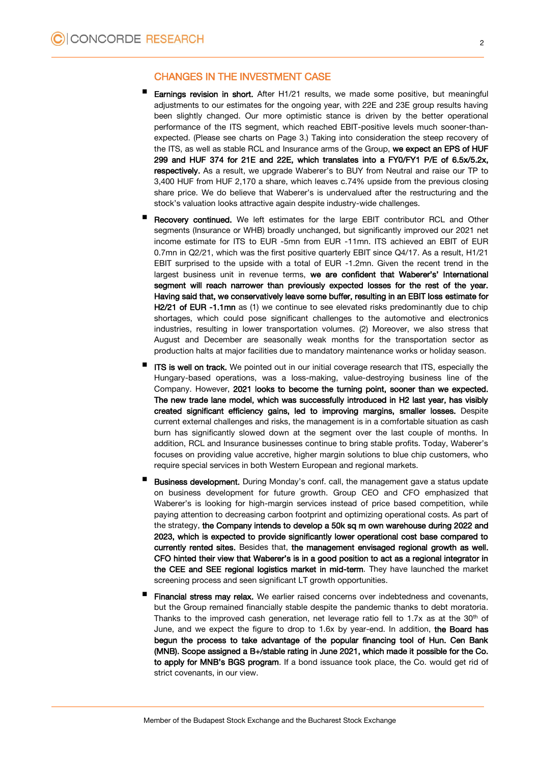## CHANGES IN THE INVESTMENT CASE

- **Earnings revision in short.** After H1/21 results, we made some positive, but meaningful adjustments to our estimates for the ongoing year, with 22E and 23E group results having been slightly changed. Our more optimistic stance is driven by the better operational performance of the ITS segment, which reached EBIT-positive levels much sooner-than-expected. (Please see charts on Page 3.) Taking into consideration the steep recovery of the ITS, as well as stable RCL and Insurance arms of the Group, **we expect an EPS of HUF 299 and HUF 374 for 21E and 22E, which translates into a FY0/FY1 P/E of 6.5x/5.2x, respectively.** As a result, we upgrade Waberer's to BUY from Neutral and raise our TP to 3,400 HUF from HUF 2,170 a share, which leaves c.74% upside from the previous closing share price. We do believe that Waberer's is undervalued after the restructuring and the stock's valuation looks attractive again despite industry-wide challenges.

- **Recovery continued.** We left estimates for the large EBIT contributor RCL and Other segments (Insurance or WHB) broadly unchanged, but significantly improved our 2021 net income estimate for ITS to EUR -5mn from EUR -11mn. ITS achieved an EBIT of EUR 0.7mn in Q2/21, which was the first positive quarterly EBIT since Q4/17. As a result, H1/21 EBIT surprised to the upside with a total of EUR -1.2mn. Given the recent trend in the largest business unit in revenue terms, **we are confident that Waberer's' International segment will reach narrower than previously expected losses for the rest of the year. Having said that, we conservatively leave some buffer, resulting in an EBIT loss estimate for H2/21 of EUR -1.1mn** as (1) we continue to see elevated risks predominantly due to chip shortages, which could pose significant challenges to the automotive and electronics industries, resulting in lower transportation volumes. (2) Moreover, we also stress that August and December are seasonally weak months for the transportation sector as production halts at major facilities due to mandatory maintenance works or holiday season.

- **ITS is well on track.** We pointed out in our initial coverage research that ITS, especially the Hungary-based operations, was a loss-making, value-destroying business line of the Company. However, **2021 looks to become the turning point, sooner than we expected. The new trade lane model, which was successfully introduced in H2 last year, has visibly created significant efficiency gains, led to improving margins, smaller losses.** Despite current external challenges and risks, the management is in a comfortable situation as cash burn has significantly slowed down at the segment over the last couple of months. In addition, RCL and Insurance businesses continue to bring stable profits. Today, Waberer's focuses on providing value accretive, higher margin solutions to blue chip customers, who require special services in both Western European and regional markets.

- **Business development.** During Monday's conf. call, the management gave a status update on business development for future growth. Group CEO and CFO emphasized that Waberer's is looking for high-margin services instead of price based competition, while paying attention to decreasing carbon footprint and optimizing operational costs. As part of the strategy, **the Company intends to develop a 50k sq m own warehouse during 2022 and 2023, which is expected to provide significantly lower operational cost base compared to currently rented sites.** Besides that, **the management envisaged regional growth as well. CFO hinted their view that Waberer's is in a good position to act as a regional integrator in the CEE and SEE regional logistics market in mid-term**. They have launched the market screening process and seen significant LT growth opportunities.

- **Financial stress may relax.** We earlier raised concerns over indebtedness and covenants, but the Group remained financially stable despite the pandemic thanks to debt moratoria. Thanks to the improved cash generation, net leverage ratio fell to 1.7x as at the 30th of June, and we expect the figure to drop to 1.6x by year-end. In addition, **the Board has begun the process to take advantage of the popular financing tool of Hun. Cen Bank (MNB). Scope assigned a B+/stable rating in June 2021, which made it possible for the Co. to apply for MNB's BGS program**. If a bond issuance took place, the Co. would get rid of strict covenants, in our view.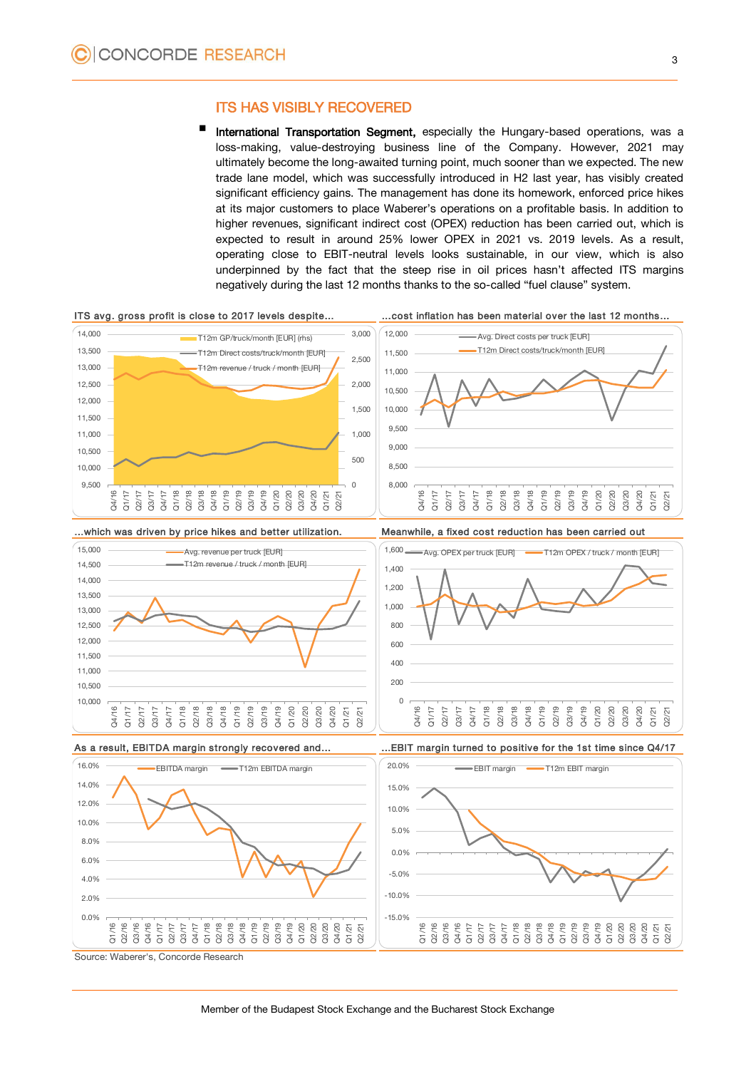## ITS HAS VISIBLY RECOVERED

- **International Transportation Segment,** especially the Hungary-based operations, was a loss-making, value-destroying business line of the Company. However, 2021 may ultimately become the long-awaited turning point, much sooner than we expected. The new trade lane model, which was successfully introduced in H2 last year, has visibly created significant efficiency gains. The management has done its homework, enforced price hikes at its major customers to place Waberer's operations on a profitable basis. In addition to higher revenues, significant indirect cost (OPEX) reduction has been carried out, which is expected to result in around 25% lower OPEX in 2021 vs. 2019 levels. As a result, operating close to EBIT-neutral levels looks sustainable, in our view, which is also underpinned by the fact that the steep rise in oil prices hasn't affected ITS margins negatively during the last 12 months thanks to the so-called "fuel clause" system.

ITS avg. gross profit is close to 2017 levels despite…

…cost inflation has been material over the last 12 months…

…which was driven by price hikes and better utilization.

Meanwhile, a fixed cost reduction has been carried out

As a result, EBITDA margin strongly recovered and…

…EBIT margin turned to positive for the 1st time since Q4/17

Source: Waberer's, Concorde Research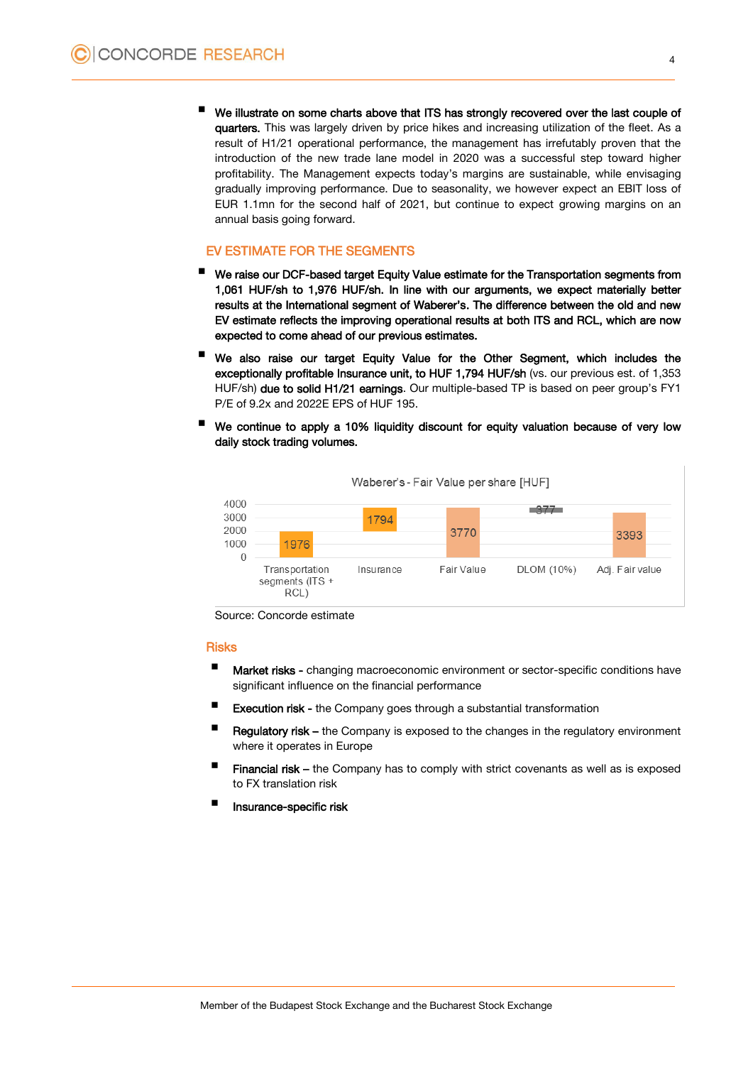- **We illustrate on some charts above that ITS has strongly recovered over the last couple of quarters.** This was largely driven by price hikes and increasing utilization of the fleet. As a result of H1/21 operational performance, the management has irrefutably proven that the introduction of the new trade lane model in 2020 was a successful step toward higher profitability. The Management expects today's margins are sustainable, while envisaging gradually improving performance. Due to seasonality, we however expect an EBIT loss of EUR 1.1mn for the second half of 2021, but continue to expect growing margins on an annual basis going forward.

## EV ESTIMATE FOR THE SEGMENTS

- **We raise our DCF-based target Equity Value estimate for the Transportation segments from 1,061 HUF/sh to 1,976 HUF/sh. In line with our arguments, we expect materially better results at the International segment of Waberer's. The difference between the old and new EV estimate reflects the improving operational results at both ITS and RCL, which are now expected to come ahead of our previous estimates.**
- **We also raise our target Equity Value for the Other Segment, which includes the exceptionally profitable Insurance unit, to HUF 1,794 HUF/sh** (vs. our previous est. of 1,353 HUF/sh) **due to solid H1/21 earnings**. Our multiple-based TP is based on peer group's FY1 P/E of 9.2x and 2022E EPS of HUF 195.
- **We continue to apply a 10% liquidity discount for equity valuation because of very low daily stock trading volumes.**

Waberer's - Fair Value per share [HUF]

| | Transportation segments (ITS + RCL) | Insurance | Fair Value | DLOM (10%) | Adj. Fair value |
|---|---|---|---|---|---|
| HUF | 1976 | 1794 | 3770 | 377 | 3393 |

Source: Concorde estimate

## Risks

- **Market risks -** changing macroeconomic environment or sector-specific conditions have significant influence on the financial performance
- **Execution risk -** the Company goes through a substantial transformation
- **Regulatory risk –** the Company is exposed to the changes in the regulatory environment where it operates in Europe
- **Financial risk –** the Company has to comply with strict covenants as well as is exposed to FX translation risk
- **Insurance-specific risk**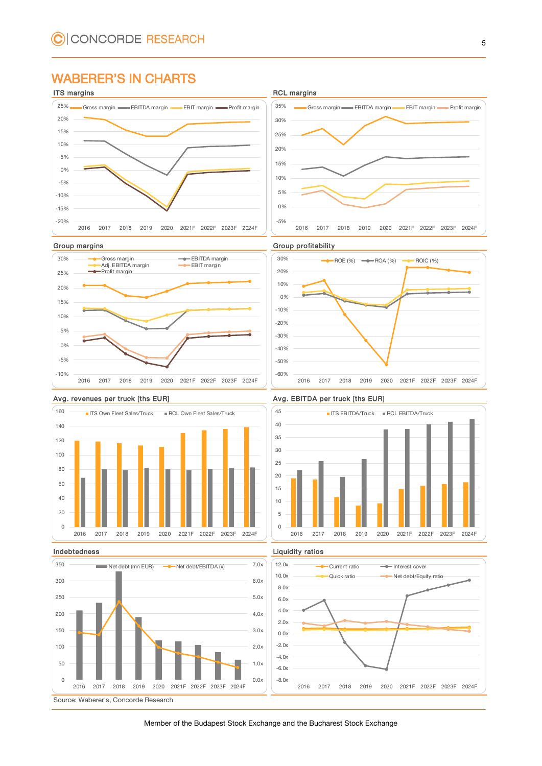# WABERER'S IN CHARTS

### ITS margins

### RCL margins

### Group margins

### Group profitability

### Avg. revenues per truck [ths EUR]

### Avg. EBITDA per truck [ths EUR]

### Indebtedness

### Liquidity ratios

Source: Waberer's, Concorde Research

Member of the Budapest Stock Exchange and the Bucharest Stock Exchange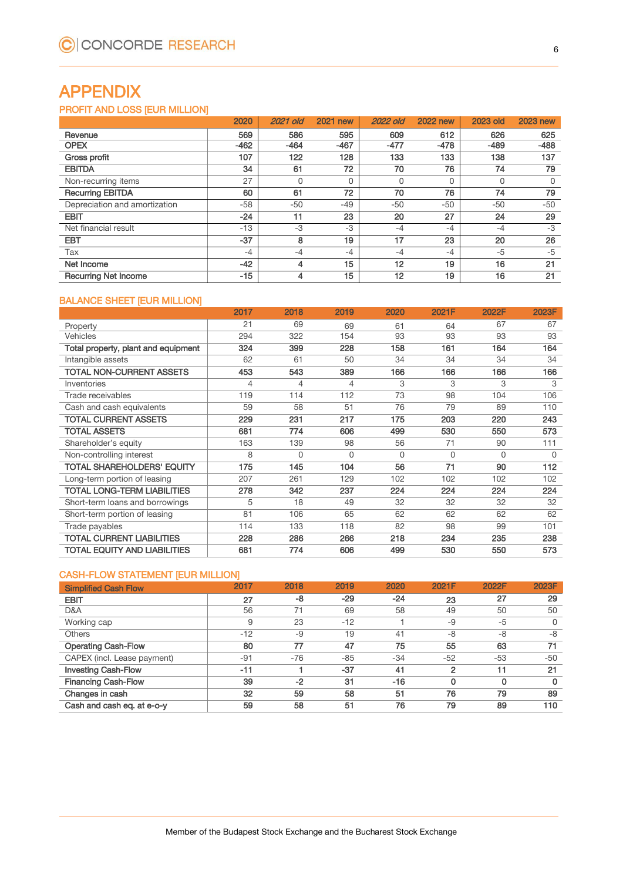# APPENDIX

## PROFIT AND LOSS [EUR MILLION]

| | 2020 | *2021 old* | 2021 new | *2022 old* | 2022 new | 2023 old | 2023 new |
|---|---|---|---|---|---|---|---|
| **Revenue** | **569** | **586** | **595** | **609** | **612** | **626** | **625** |
| **OPEX** | **-462** | **-464** | **-467** | **-477** | **-478** | **-489** | **-488** |
| **Gross profit** | **107** | **122** | **128** | **133** | **133** | **138** | **137** |
| **EBITDA** | **34** | **61** | **72** | **70** | **76** | **74** | **79** |
| Non-recurring items | 27 | 0 | 0 | 0 | 0 | 0 | 0 |
| **Recurring EBITDA** | **60** | **61** | **72** | **70** | **76** | **74** | **79** |
| Depreciation and amortization | -58 | -50 | -49 | -50 | -50 | -50 | -50 |
| **EBIT** | **-24** | **11** | **23** | **20** | **27** | **24** | **29** |
| Net financial result | -13 | -3 | -3 | -4 | -4 | -4 | -3 |
| **EBT** | **-37** | **8** | **19** | **17** | **23** | **20** | **26** |
| Tax | -4 | -4 | -4 | -4 | -4 | -5 | -5 |
| **Net Income** | **-42** | **4** | **15** | **12** | **19** | **16** | **21** |
| **Recurring Net Income** | **-15** | **4** | **15** | **12** | **19** | **16** | **21** |

## BALANCE SHEET [EUR MILLION]

| | 2017 | 2018 | 2019 | 2020 | 2021F | 2022F | 2023F |
|---|---|---|---|---|---|---|---|
| Property | 21 | 69 | 69 | 61 | 64 | 67 | 67 |
| Vehicles | 294 | 322 | 154 | 93 | 93 | 93 | 93 |
| **Total property, plant and equipment** | **324** | **399** | **228** | **158** | **161** | **164** | **164** |
| Intangible assets | 62 | 61 | 50 | 34 | 34 | 34 | 34 |
| **TOTAL NON-CURRENT ASSETS** | **453** | **543** | **389** | **166** | **166** | **166** | **166** |
| Inventories | 4 | 4 | 4 | 3 | 3 | 3 | 3 |
| Trade receivables | 119 | 114 | 112 | 73 | 98 | 104 | 106 |
| Cash and cash equivalents | 59 | 58 | 51 | 76 | 79 | 89 | 110 |
| **TOTAL CURRENT ASSETS** | **229** | **231** | **217** | **175** | **203** | **220** | **243** |
| **TOTAL ASSETS** | **681** | **774** | **606** | **499** | **530** | **550** | **573** |
| Shareholder's equity | 163 | 139 | 98 | 56 | 71 | 90 | 111 |
| Non-controlling interest | 8 | 0 | 0 | 0 | 0 | 0 | 0 |
| **TOTAL SHAREHOLDERS' EQUITY** | **175** | **145** | **104** | **56** | **71** | **90** | **112** |
| Long-term portion of leasing | 207 | 261 | 129 | 102 | 102 | 102 | 102 |
| **TOTAL LONG-TERM LIABILITIES** | **278** | **342** | **237** | **224** | **224** | **224** | **224** |
| Short-term loans and borrowings | 5 | 18 | 49 | 32 | 32 | 32 | 32 |
| Short-term portion of leasing | 81 | 106 | 65 | 62 | 62 | 62 | 62 |
| Trade payables | 114 | 133 | 118 | 82 | 98 | 99 | 101 |
| **TOTAL CURRENT LIABILITIES** | **228** | **286** | **266** | **218** | **234** | **235** | **238** |
| **TOTAL EQUITY AND LIABILITIES** | **681** | **774** | **606** | **499** | **530** | **550** | **573** |

## CASH-FLOW STATEMENT [EUR MILLION]

| Simplified Cash Flow | 2017 | 2018 | 2019 | 2020 | 2021F | 2022F | 2023F |
|---|---|---|---|---|---|---|---|
| **EBIT** | **27** | **-8** | **-29** | **-24** | **23** | **27** | **29** |
| D&A | 56 | 71 | 69 | 58 | 49 | 50 | 50 |
| Working cap | 9 | 23 | -12 | 1 | -9 | -5 | 0 |
| Others | -12 | -9 | 19 | 41 | -8 | -8 | -8 |
| **Operating Cash-Flow** | **80** | **77** | **47** | **75** | **55** | **63** | **71** |
| CAPEX (incl. Lease payment) | -91 | -76 | -85 | -34 | -52 | -53 | -50 |
| **Investing Cash-Flow** | **-11** | **1** | **-37** | **41** | **2** | **11** | **21** |
| **Financing Cash-Flow** | **39** | **-2** | **31** | **-16** | **0** | **0** | **0** |
| **Changes in cash** | **32** | **59** | **58** | **51** | **76** | **79** | **89** |
| **Cash and cash eq. at e-o-y** | **59** | **58** | **51** | **76** | **79** | **89** | **110** |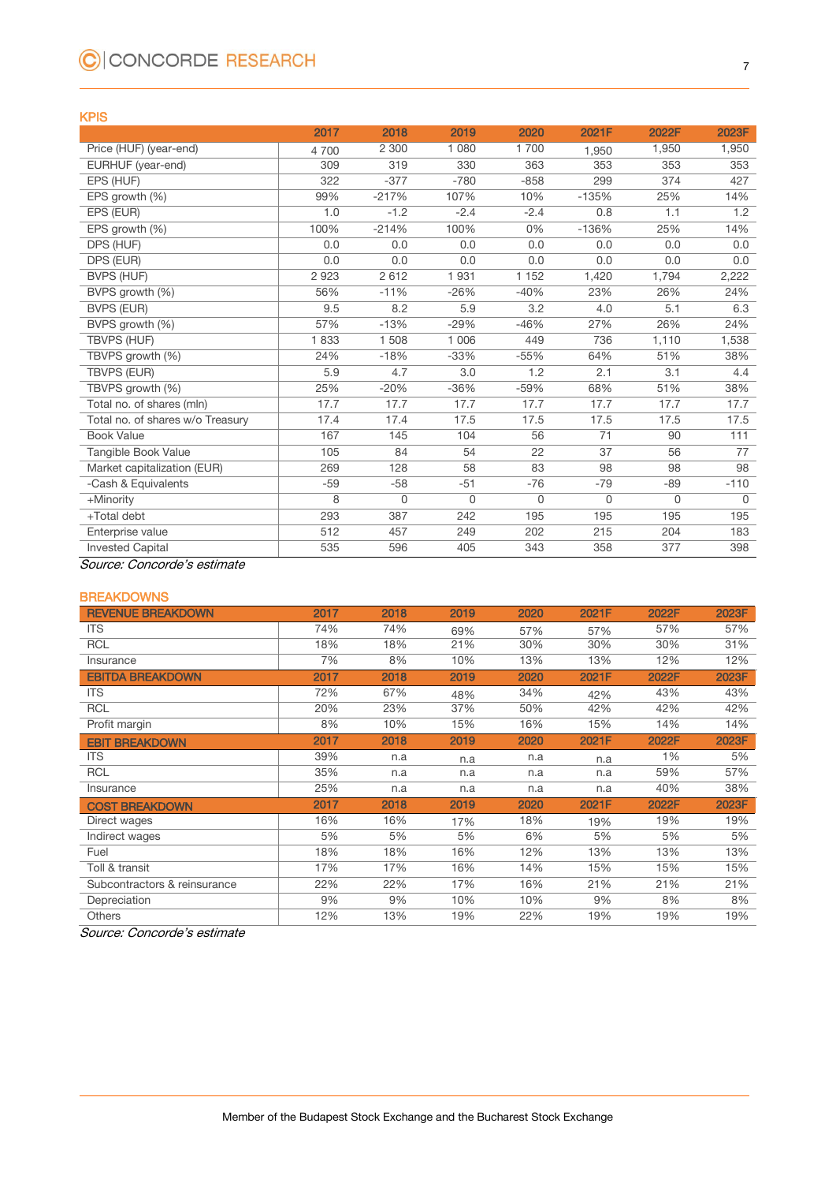## KPIS

| | 2017 | 2018 | 2019 | 2020 | 2021F | 2022F | 2023F |
|---|---|---|---|---|---|---|---|
| Price (HUF) (year-end) | 4 700 | 2 300 | 1 080 | 1 700 | 1,950 | 1,950 | 1,950 |
| EURHUF (year-end) | 309 | 319 | 330 | 363 | 353 | 353 | 353 |
| EPS (HUF) | 322 | -377 | -780 | -858 | 299 | 374 | 427 |
| EPS growth (%) | 99% | -217% | 107% | 10% | -135% | 25% | 14% |
| EPS (EUR) | 1.0 | -1.2 | -2.4 | -2.4 | 0.8 | 1.1 | 1.2 |
| EPS growth (%) | 100% | -214% | 100% | 0% | -136% | 25% | 14% |
| DPS (HUF) | 0.0 | 0.0 | 0.0 | 0.0 | 0.0 | 0.0 | 0.0 |
| DPS (EUR) | 0.0 | 0.0 | 0.0 | 0.0 | 0.0 | 0.0 | 0.0 |
| BVPS (HUF) | 2 923 | 2 612 | 1 931 | 1 152 | 1,420 | 1,794 | 2,222 |
| BVPS growth (%) | 56% | -11% | -26% | -40% | 23% | 26% | 24% |
| BVPS (EUR) | 9.5 | 8.2 | 5.9 | 3.2 | 4.0 | 5.1 | 6.3 |
| BVPS growth (%) | 57% | -13% | -29% | -46% | 27% | 26% | 24% |
| TBVPS (HUF) | 1 833 | 1 508 | 1 006 | 449 | 736 | 1,110 | 1,538 |
| TBVPS growth (%) | 24% | -18% | -33% | -55% | 64% | 51% | 38% |
| TBVPS (EUR) | 5.9 | 4.7 | 3.0 | 1.2 | 2.1 | 3.1 | 4.4 |
| TBVPS growth (%) | 25% | -20% | -36% | -59% | 68% | 51% | 38% |
| Total no. of shares (mln) | 17.7 | 17.7 | 17.7 | 17.7 | 17.7 | 17.7 | 17.7 |
| Total no. of shares w/o Treasury | 17.4 | 17.4 | 17.5 | 17.5 | 17.5 | 17.5 | 17.5 |
| Book Value | 167 | 145 | 104 | 56 | 71 | 90 | 111 |
| Tangible Book Value | 105 | 84 | 54 | 22 | 37 | 56 | 77 |
| Market capitalization (EUR) | 269 | 128 | 58 | 83 | 98 | 98 | 98 |
| -Cash & Equivalents | -59 | -58 | -51 | -76 | -79 | -89 | -110 |
| +Minority | 8 | 0 | 0 | 0 | 0 | 0 | 0 |
| +Total debt | 293 | 387 | 242 | 195 | 195 | 195 | 195 |
| Enterprise value | 512 | 457 | 249 | 202 | 215 | 204 | 183 |
| Invested Capital | 535 | 596 | 405 | 343 | 358 | 377 | 398 |

*Source: Concorde's estimate*

## BREAKDOWNS

| REVENUE BREAKDOWN | 2017 | 2018 | 2019 | 2020 | 2021F | 2022F | 2023F |
|---|---|---|---|---|---|---|---|
| ITS | 74% | 74% | 69% | 57% | 57% | 57% | 57% |
| RCL | 18% | 18% | 21% | 30% | 30% | 30% | 31% |
| Insurance | 7% | 8% | 10% | 13% | 13% | 12% | 12% |
| **EBITDA BREAKDOWN** | **2017** | **2018** | **2019** | **2020** | **2021F** | **2022F** | **2023F** |
| ITS | 72% | 67% | 48% | 34% | 42% | 43% | 43% |
| RCL | 20% | 23% | 37% | 50% | 42% | 42% | 42% |
| Profit margin | 8% | 10% | 15% | 16% | 15% | 14% | 14% |
| **EBIT BREAKDOWN** | **2017** | **2018** | **2019** | **2020** | **2021F** | **2022F** | **2023F** |
| ITS | 39% | n.a | n.a | n.a | n.a | 1% | 5% |
| RCL | 35% | n.a | n.a | n.a | n.a | 59% | 57% |
| Insurance | 25% | n.a | n.a | n.a | n.a | 40% | 38% |
| **COST BREAKDOWN** | **2017** | **2018** | **2019** | **2020** | **2021F** | **2022F** | **2023F** |
| Direct wages | 16% | 16% | 17% | 18% | 19% | 19% | 19% |
| Indirect wages | 5% | 5% | 5% | 6% | 5% | 5% | 5% |
| Fuel | 18% | 18% | 16% | 12% | 13% | 13% | 13% |
| Toll & transit | 17% | 17% | 16% | 14% | 15% | 15% | 15% |
| Subcontractors & reinsurance | 22% | 22% | 17% | 16% | 21% | 21% | 21% |
| Depreciation | 9% | 9% | 10% | 10% | 9% | 8% | 8% |
| Others | 12% | 13% | 19% | 22% | 19% | 19% | 19% |

*Source: Concorde's estimate*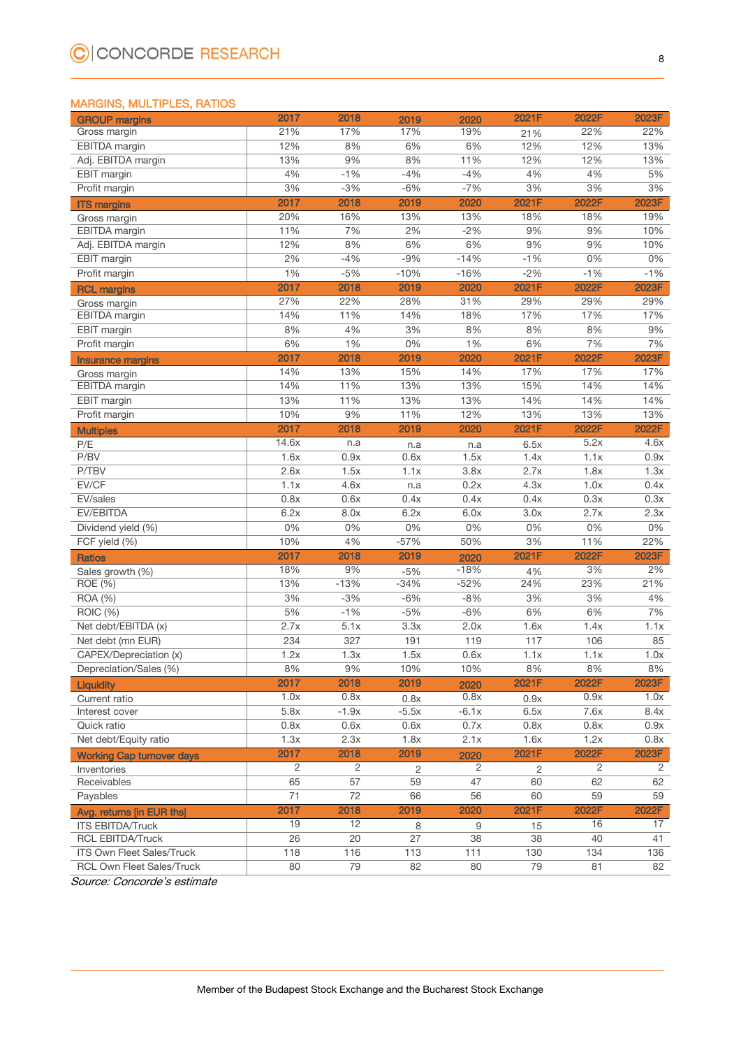## MARGINS, MULTIPLES, RATIOS

| GROUP margins | 2017 | 2018 | 2019 | 2020 | 2021F | 2022F | 2023F |
|---|---|---|---|---|---|---|---|
| Gross margin | 21% | 17% | 17% | 19% | 21% | 22% | 22% |
| EBITDA margin | 12% | 8% | 6% | 6% | 12% | 12% | 13% |
| Adj. EBITDA margin | 13% | 9% | 8% | 11% | 12% | 12% | 13% |
| EBIT margin | 4% | -1% | -4% | -4% | 4% | 4% | 5% |
| Profit margin | 3% | -3% | -6% | -7% | 3% | 3% | 3% |
| **ITS margins** | **2017** | **2018** | **2019** | **2020** | **2021F** | **2022F** | **2023F** |
| Gross margin | 20% | 16% | 13% | 13% | 18% | 18% | 19% |
| EBITDA margin | 11% | 7% | 2% | -2% | 9% | 9% | 10% |
| Adj. EBITDA margin | 12% | 8% | 6% | 6% | 9% | 9% | 10% |
| EBIT margin | 2% | -4% | -9% | -14% | -1% | 0% | 0% |
| Profit margin | 1% | -5% | -10% | -16% | -2% | -1% | -1% |
| **RCL margins** | **2017** | **2018** | **2019** | **2020** | **2021F** | **2022F** | **2023F** |
| Gross margin | 27% | 22% | 28% | 31% | 29% | 29% | 29% |
| EBITDA margin | 14% | 11% | 14% | 18% | 17% | 17% | 17% |
| EBIT margin | 8% | 4% | 3% | 8% | 8% | 8% | 9% |
| Profit margin | 6% | 1% | 0% | 1% | 6% | 7% | 7% |
| **Insurance margins** | **2017** | **2018** | **2019** | **2020** | **2021F** | **2022F** | **2023F** |
| Gross margin | 14% | 13% | 15% | 14% | 17% | 17% | 17% |
| EBITDA margin | 14% | 11% | 13% | 13% | 15% | 14% | 14% |
| EBIT margin | 13% | 11% | 13% | 13% | 14% | 14% | 14% |
| Profit margin | 10% | 9% | 11% | 12% | 13% | 13% | 13% |
| **Multiples** | **2017** | **2018** | **2019** | **2020** | **2021F** | **2022F** | **2022F** |
| P/E | 14.6x | n.a | n.a | n.a | 6.5x | 5.2x | 4.6x |
| P/BV | 1.6x | 0.9x | 0.6x | 1.5x | 1.4x | 1.1x | 0.9x |
| P/TBV | 2.6x | 1.5x | 1.1x | 3.8x | 2.7x | 1.8x | 1.3x |
| EV/CF | 1.1x | 4.6x | n.a | 0.2x | 4.3x | 1.0x | 0.4x |
| EV/sales | 0.8x | 0.6x | 0.4x | 0.4x | 0.4x | 0.3x | 0.3x |
| EV/EBITDA | 6.2x | 8.0x | 6.2x | 6.0x | 3.0x | 2.7x | 2.3x |
| Dividend yield (%) | 0% | 0% | 0% | 0% | 0% | 0% | 0% |
| FCF yield (%) | 10% | 4% | -57% | 50% | 3% | 11% | 22% |
| **Ratios** | **2017** | **2018** | **2019** | **2020** | **2021F** | **2022F** | **2023F** |
| Sales growth (%) | 18% | 9% | -5% | -18% | 4% | 3% | 2% |
| ROE (%) | 13% | -13% | -34% | -52% | 24% | 23% | 21% |
| ROA (%) | 3% | -3% | -6% | -8% | 3% | 3% | 4% |
| ROIC (%) | 5% | -1% | -5% | -6% | 6% | 6% | 7% |
| Net debt/EBITDA (x) | 2.7x | 5.1x | 3.3x | 2.0x | 1.6x | 1.4x | 1.1x |
| Net debt (mn EUR) | 234 | 327 | 191 | 119 | 117 | 106 | 85 |
| CAPEX/Depreciation (x) | 1.2x | 1.3x | 1.5x | 0.6x | 1.1x | 1.1x | 1.0x |
| Depreciation/Sales (%) | 8% | 9% | 10% | 10% | 8% | 8% | 8% |
| **Liquidity** | **2017** | **2018** | **2019** | **2020** | **2021F** | **2022F** | **2023F** |
| Current ratio | 1.0x | 0.8x | 0.8x | 0.8x | 0.9x | 0.9x | 1.0x |
| Interest cover | 5.8x | -1.9x | -5.5x | -6.1x | 6.5x | 7.6x | 8.4x |
| Quick ratio | 0.8x | 0.6x | 0.6x | 0.7x | 0.8x | 0.8x | 0.9x |
| Net debt/Equity ratio | 1.3x | 2.3x | 1.8x | 2.1x | 1.6x | 1.2x | 0.8x |
| **Working Cap turnover days** | **2017** | **2018** | **2019** | **2020** | **2021F** | **2022F** | **2023F** |
| Inventories | 2 | 2 | 2 | 2 | 2 | 2 | 2 |
| Receivables | 65 | 57 | 59 | 47 | 60 | 62 | 62 |
| Payables | 71 | 72 | 66 | 56 | 60 | 59 | 59 |
| **Avg. returns [in EUR ths]** | **2017** | **2018** | **2019** | **2020** | **2021F** | **2022F** | **2022F** |
| ITS EBITDA/Truck | 19 | 12 | 8 | 9 | 15 | 16 | 17 |
| RCL EBITDA/Truck | 26 | 20 | 27 | 38 | 38 | 40 | 41 |
| ITS Own Fleet Sales/Truck | 118 | 116 | 113 | 111 | 130 | 134 | 136 |
| RCL Own Fleet Sales/Truck | 80 | 79 | 82 | 80 | 79 | 81 | 82 |

*Source: Concorde's estimate*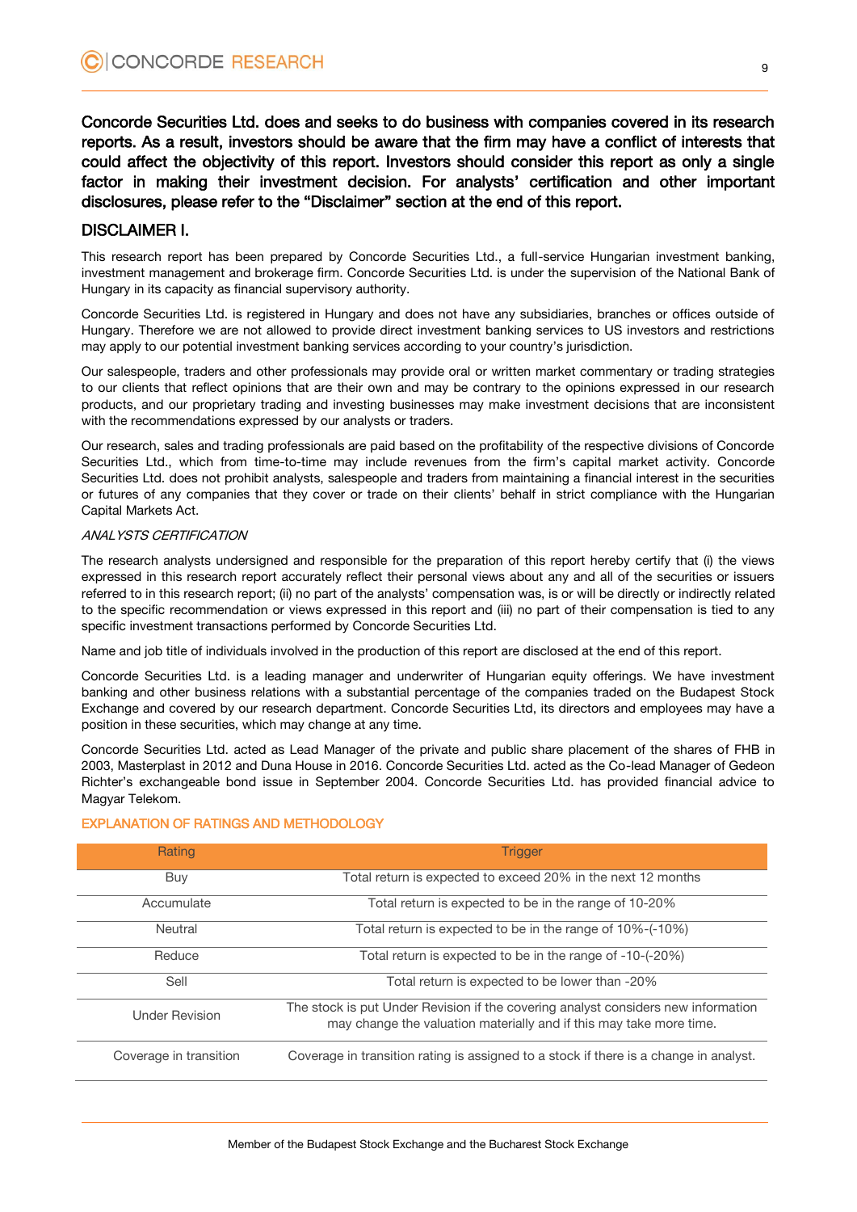**Concorde Securities Ltd. does and seeks to do business with companies covered in its research reports. As a result, investors should be aware that the firm may have a conflict of interests that could affect the objectivity of this report. Investors should consider this report as only a single factor in making their investment decision. For analysts' certification and other important disclosures, please refer to the "Disclaimer" section at the end of this report.**

## DISCLAIMER I.

This research report has been prepared by Concorde Securities Ltd., a full-service Hungarian investment banking, investment management and brokerage firm. Concorde Securities Ltd. is under the supervision of the National Bank of Hungary in its capacity as financial supervisory authority.

Concorde Securities Ltd. is registered in Hungary and does not have any subsidiaries, branches or offices outside of Hungary. Therefore we are not allowed to provide direct investment banking services to US investors and restrictions may apply to our potential investment banking services according to your country's jurisdiction.

Our salespeople, traders and other professionals may provide oral or written market commentary or trading strategies to our clients that reflect opinions that are their own and may be contrary to the opinions expressed in our research products, and our proprietary trading and investing businesses may make investment decisions that are inconsistent with the recommendations expressed by our analysts or traders.

Our research, sales and trading professionals are paid based on the profitability of the respective divisions of Concorde Securities Ltd., which from time-to-time may include revenues from the firm's capital market activity. Concorde Securities Ltd. does not prohibit analysts, salespeople and traders from maintaining a financial interest in the securities or futures of any companies that they cover or trade on their clients' behalf in strict compliance with the Hungarian Capital Markets Act.

*ANALYSTS CERTIFICATION*

The research analysts undersigned and responsible for the preparation of this report hereby certify that (i) the views expressed in this research report accurately reflect their personal views about any and all of the securities or issuers referred to in this research report; (ii) no part of the analysts' compensation was, is or will be directly or indirectly related to the specific recommendation or views expressed in this report and (iii) no part of their compensation is tied to any specific investment transactions performed by Concorde Securities Ltd.

Name and job title of individuals involved in the production of this report are disclosed at the end of this report.

Concorde Securities Ltd. is a leading manager and underwriter of Hungarian equity offerings. We have investment banking and other business relations with a substantial percentage of the companies traded on the Budapest Stock Exchange and covered by our research department. Concorde Securities Ltd, its directors and employees may have a position in these securities, which may change at any time.

Concorde Securities Ltd. acted as Lead Manager of the private and public share placement of the shares of FHB in 2003, Masterplast in 2012 and Duna House in 2016. Concorde Securities Ltd. acted as the Co-lead Manager of Gedeon Richter's exchangeable bond issue in September 2004. Concorde Securities Ltd. has provided financial advice to Magyar Telekom.

### EXPLANATION OF RATINGS AND METHODOLOGY

| Rating | Trigger |
|---|---|
| Buy | Total return is expected to exceed 20% in the next 12 months |
| Accumulate | Total return is expected to be in the range of 10-20% |
| Neutral | Total return is expected to be in the range of 10%-(-10%) |
| Reduce | Total return is expected to be in the range of -10-(-20%) |
| Sell | Total return is expected to be lower than -20% |
| Under Revision | The stock is put Under Revision if the covering analyst considers new information may change the valuation materially and if this may take more time. |
| Coverage in transition | Coverage in transition rating is assigned to a stock if there is a change in analyst. |

Member of the Budapest Stock Exchange and the Bucharest Stock Exchange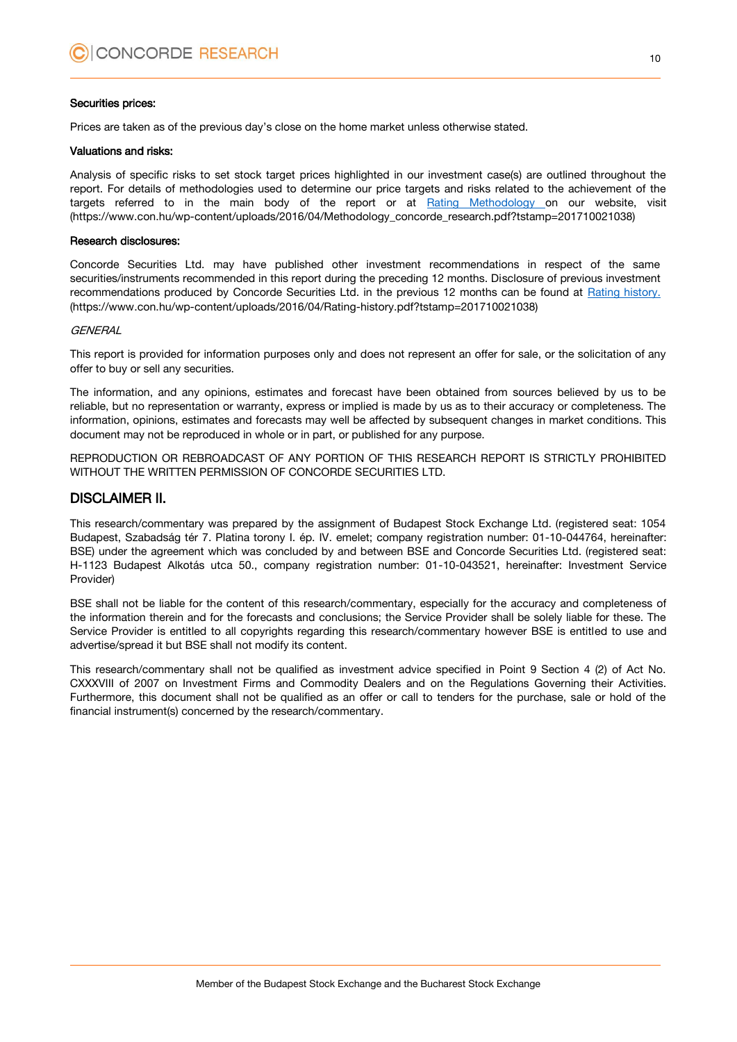**Securities prices:**

Prices are taken as of the previous day's close on the home market unless otherwise stated.

**Valuations and risks:**

Analysis of specific risks to set stock target prices highlighted in our investment case(s) are outlined throughout the report. For details of methodologies used to determine our price targets and risks related to the achievement of the targets referred to in the main body of the report or at [Rating Methodology](https://www.con.hu/wp-content/uploads/2016/04/Methodology_concorde_research.pdf?tstamp=201710021038) on our website, visit (https://www.con.hu/wp-content/uploads/2016/04/Methodology_concorde_research.pdf?tstamp=201710021038)

**Research disclosures:**

Concorde Securities Ltd. may have published other investment recommendations in respect of the same securities/instruments recommended in this report during the preceding 12 months. Disclosure of previous investment recommendations produced by Concorde Securities Ltd. in the previous 12 months can be found at [Rating history.](https://www.con.hu/wp-content/uploads/2016/04/Rating-history.pdf?tstamp=201710021038) (https://www.con.hu/wp-content/uploads/2016/04/Rating-history.pdf?tstamp=201710021038)

*GENERAL*

This report is provided for information purposes only and does not represent an offer for sale, or the solicitation of any offer to buy or sell any securities.

The information, and any opinions, estimates and forecast have been obtained from sources believed by us to be reliable, but no representation or warranty, express or implied is made by us as to their accuracy or completeness. The information, opinions, estimates and forecasts may well be affected by subsequent changes in market conditions. This document may not be reproduced in whole or in part, or published for any purpose.

REPRODUCTION OR REBROADCAST OF ANY PORTION OF THIS RESEARCH REPORT IS STRICTLY PROHIBITED WITHOUT THE WRITTEN PERMISSION OF CONCORDE SECURITIES LTD.

## DISCLAIMER II.

This research/commentary was prepared by the assignment of Budapest Stock Exchange Ltd. (registered seat: 1054 Budapest, Szabadság tér 7. Platina torony I. ép. IV. emelet; company registration number: 01-10-044764, hereinafter: BSE) under the agreement which was concluded by and between BSE and Concorde Securities Ltd. (registered seat: H-1123 Budapest Alkotás utca 50., company registration number: 01-10-043521, hereinafter: Investment Service Provider)

BSE shall not be liable for the content of this research/commentary, especially for the accuracy and completeness of the information therein and for the forecasts and conclusions; the Service Provider shall be solely liable for these. The Service Provider is entitled to all copyrights regarding this research/commentary however BSE is entitled to use and advertise/spread it but BSE shall not modify its content.

This research/commentary shall not be qualified as investment advice specified in Point 9 Section 4 (2) of Act No. CXXXVIII of 2007 on Investment Firms and Commodity Dealers and on the Regulations Governing their Activities. Furthermore, this document shall not be qualified as an offer or call to tenders for the purchase, sale or hold of the financial instrument(s) concerned by the research/commentary.